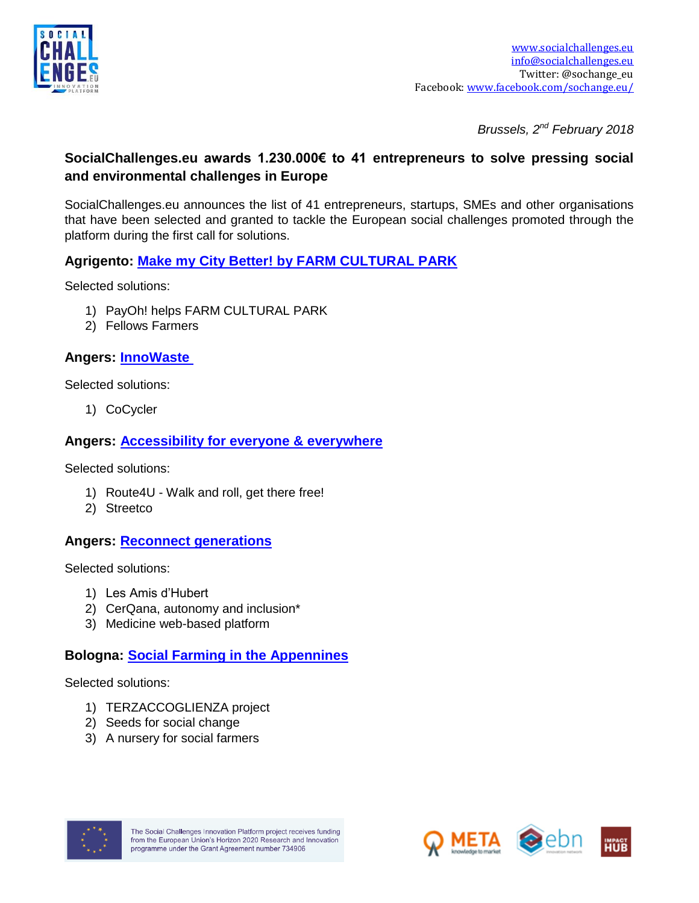www.socialchallenges.eu
info@socialchallenges.eu
Twitter: @sochange_eu
Facebook: www.facebook.com/sochange.eu/

*Brussels, 2nd February 2018*

**SocialChallenges.eu awards 1.230.000€ to 41 entrepreneurs to solve pressing social and environmental challenges in Europe**

SocialChallenges.eu announces the list of 41 entrepreneurs, startups, SMEs and other organisations that have been selected and granted to tackle the European social challenges promoted through the platform during the first call for solutions.

### Agrigento: Make my City Better! by FARM CULTURAL PARK

Selected solutions:

1) PayOh! helps FARM CULTURAL PARK
2) Fellows Farmers

### Angers: InnoWaste

Selected solutions:

1) CoCycler

### Angers: Accessibility for everyone & everywhere

Selected solutions:

1) Route4U - Walk and roll, get there free!
2) Streetco

### Angers: Reconnect generations

Selected solutions:

1) Les Amis d'Hubert
2) CerQana, autonomy and inclusion*
3) Medicine web-based platform

### Bologna: Social Farming in the Appennines

Selected solutions:

1) TERZACCOGLIENZA project
2) Seeds for social change
3) A nursery for social farmers

The Social Challenges Innovation Platform project receives funding from the European Union's Horizon 2020 Research and Innovation programme under the Grant Agreement number 734906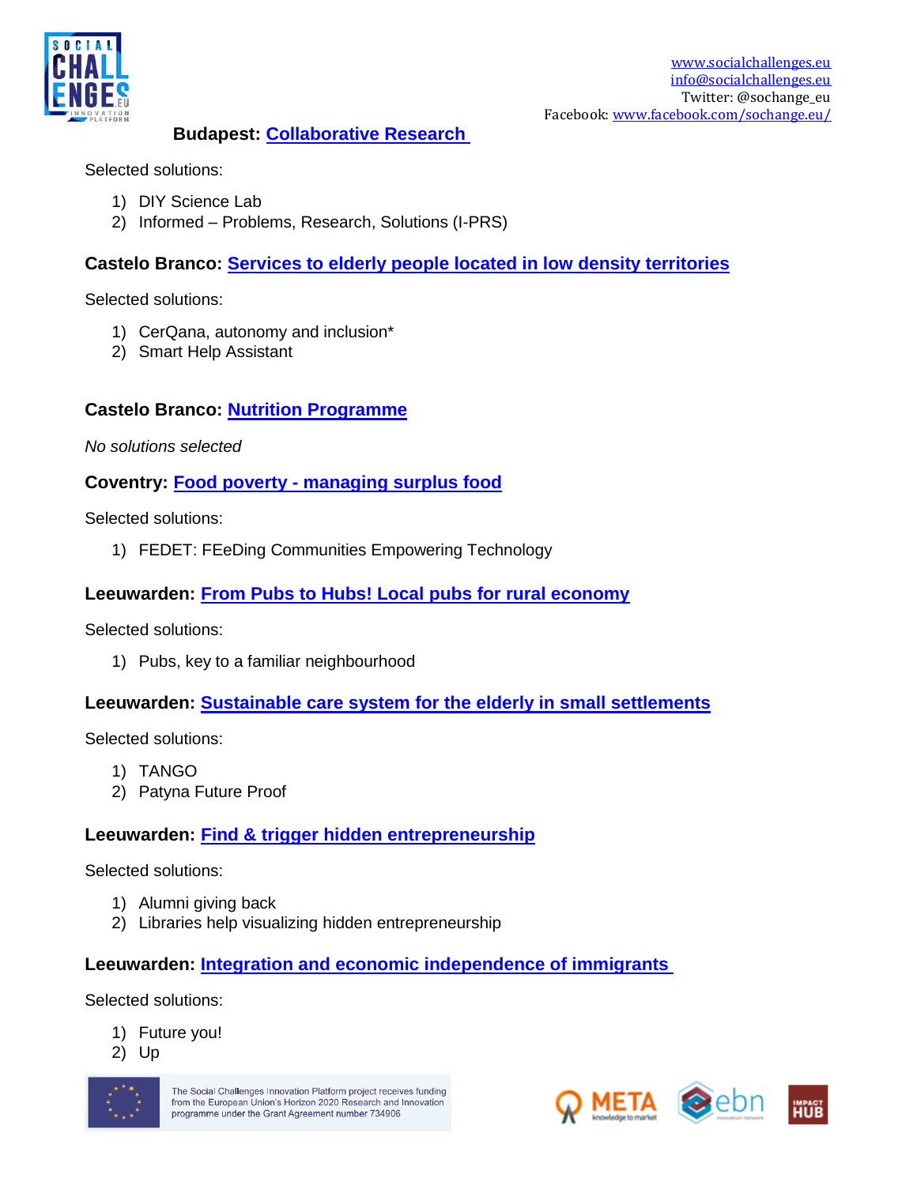**Budapest: Collaborative Research**

Selected solutions:

1) DIY Science Lab
2) Informed – Problems, Research, Solutions (I-PRS)

**Castelo Branco: Services to elderly people located in low density territories**

Selected solutions:

1) CerQana, autonomy and inclusion*
2) Smart Help Assistant

**Castelo Branco: Nutrition Programme**

*No solutions selected*

**Coventry: Food poverty - managing surplus food**

Selected solutions:

1) FEDET: FEeDing Communities Empowering Technology

**Leeuwarden: From Pubs to Hubs! Local pubs for rural economy**

Selected solutions:

1) Pubs, key to a familiar neighbourhood

**Leeuwarden: Sustainable care system for the elderly in small settlements**

Selected solutions:

1) TANGO
2) Patyna Future Proof

**Leeuwarden: Find & trigger hidden entrepreneurship**

Selected solutions:

1) Alumni giving back
2) Libraries help visualizing hidden entrepreneurship

**Leeuwarden: Integration and economic independence of immigrants**

Selected solutions:

1) Future you!
2) Up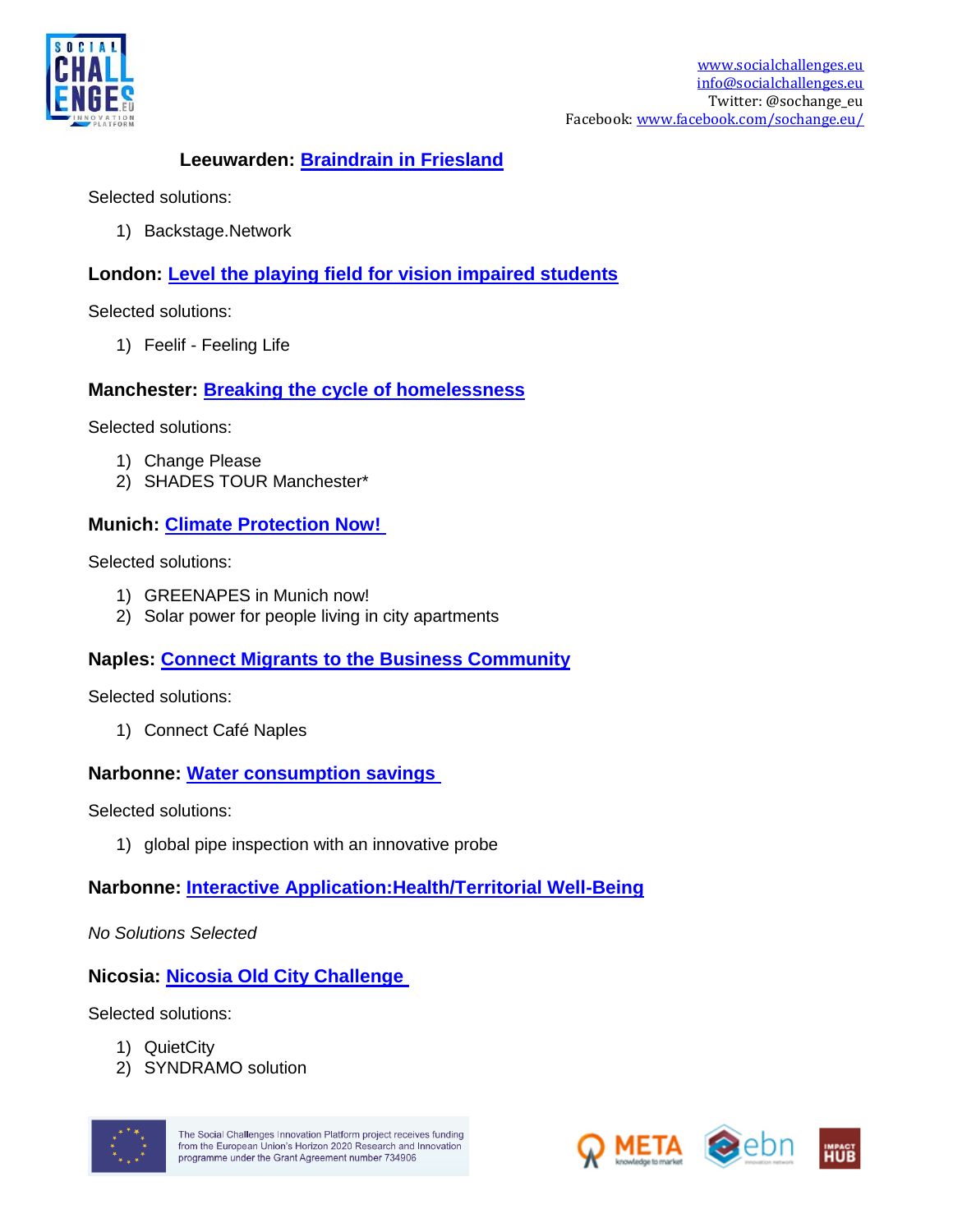**Leeuwarden: Braindrain in Friesland**

Selected solutions:

1) Backstage.Network

**London: Level the playing field for vision impaired students**

Selected solutions:

1) Feelif - Feeling Life

**Manchester: Breaking the cycle of homelessness**

Selected solutions:

1) Change Please
2) SHADES TOUR Manchester*

**Munich: Climate Protection Now!**

Selected solutions:

1) GREENAPES in Munich now!
2) Solar power for people living in city apartments

**Naples: Connect Migrants to the Business Community**

Selected solutions:

1) Connect Café Naples

**Narbonne: Water consumption savings**

Selected solutions:

1) global pipe inspection with an innovative probe

**Narbonne: Interactive Application:Health/Territorial Well-Being**

*No Solutions Selected*

**Nicosia: Nicosia Old City Challenge**

Selected solutions:

1) QuietCity
2) SYNDRAMO solution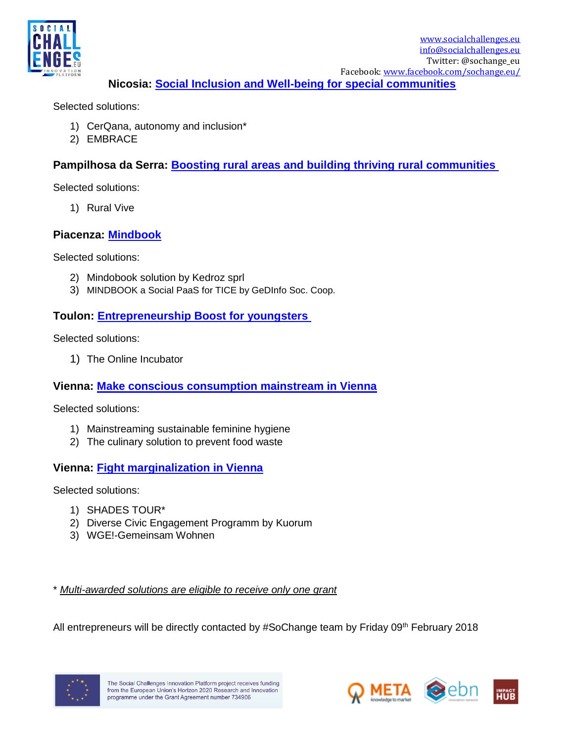**Nicosia: Social Inclusion and Well-being for special communities**

Selected solutions:

1) CerQana, autonomy and inclusion*
2) EMBRACE

**Pampilhosa da Serra: Boosting rural areas and building thriving rural communities**

Selected solutions:

1) Rural Vive

**Piacenza: Mindbook**

Selected solutions:

2) Mindobook solution by Kedroz sprl
3) MINDBOOK a Social PaaS for TICE by GeDInfo Soc. Coop.

**Toulon: Entrepreneurship Boost for youngsters**

Selected solutions:

1) The Online Incubator

**Vienna: Make conscious consumption mainstream in Vienna**

Selected solutions:

1) Mainstreaming sustainable feminine hygiene
2) The culinary solution to prevent food waste

**Vienna: Fight marginalization in Vienna**

Selected solutions:

1) SHADES TOUR*
2) Diverse Civic Engagement Programm by Kuorum
3) WGE!-Gemeinsam Wohnen

* *Multi-awarded solutions are eligible to receive only one grant*

All entrepreneurs will be directly contacted by #SoChange team by Friday 09th February 2018

The Social Challenges Innovation Platform project receives funding from the European Union's Horizon 2020 Research and Innovation programme under the Grant Agreement number 734906